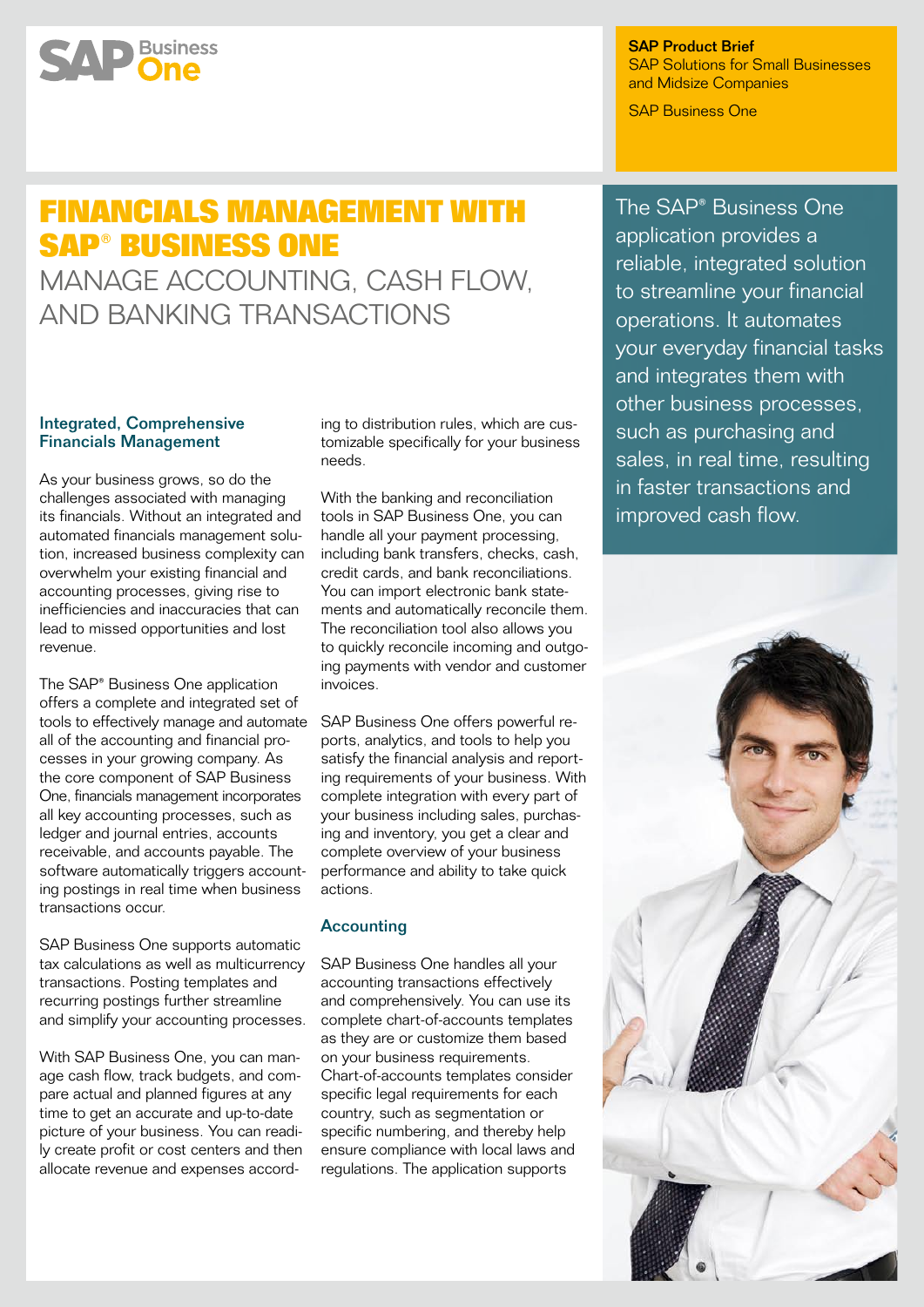SAP Business One

**SAP Product Brief**
SAP Solutions for Small Businesses and Midsize Companies

SAP Business One

# FINANCIALS MANAGEMENT WITH SAP® BUSINESS ONE

## MANAGE ACCOUNTING, CASH FLOW, AND BANKING TRANSACTIONS

The SAP® Business One application provides a reliable, integrated solution to streamline your financial operations. It automates your everyday financial tasks and integrates them with other business processes, such as purchasing and sales, in real time, resulting in faster transactions and improved cash flow.

### Integrated, Comprehensive Financials Management

As your business grows, so do the challenges associated with managing its financials. Without an integrated and automated financials management solution, increased business complexity can overwhelm your existing financial and accounting processes, giving rise to inefficiencies and inaccuracies that can lead to missed opportunities and lost revenue.

The SAP® Business One application offers a complete and integrated set of tools to effectively manage and automate all of the accounting and financial processes in your growing company. As the core component of SAP Business One, financials management incorporates all key accounting processes, such as ledger and journal entries, accounts receivable, and accounts payable. The software automatically triggers accounting postings in real time when business transactions occur.

SAP Business One supports automatic tax calculations as well as multicurrency transactions. Posting templates and recurring postings further streamline and simplify your accounting processes.

With SAP Business One, you can manage cash flow, track budgets, and compare actual and planned figures at any time to get an accurate and up-to-date picture of your business. You can readily create profit or cost centers and then allocate revenue and expenses according to distribution rules, which are customizable specifically for your business needs.

With the banking and reconciliation tools in SAP Business One, you can handle all your payment processing, including bank transfers, checks, cash, credit cards, and bank reconciliations. You can import electronic bank statements and automatically reconcile them. The reconciliation tool also allows you to quickly reconcile incoming and outgoing payments with vendor and customer invoices.

SAP Business One offers powerful reports, analytics, and tools to help you satisfy the financial analysis and reporting requirements of your business. With complete integration with every part of your business including sales, purchasing and inventory, you get a clear and complete overview of your business performance and ability to take quick actions.

### Accounting

SAP Business One handles all your accounting transactions effectively and comprehensively. You can use its complete chart-of-accounts templates as they are or customize them based on your business requirements. Chart-of-accounts templates consider specific legal requirements for each country, such as segmentation or specific numbering, and thereby help ensure compliance with local laws and regulations. The application supports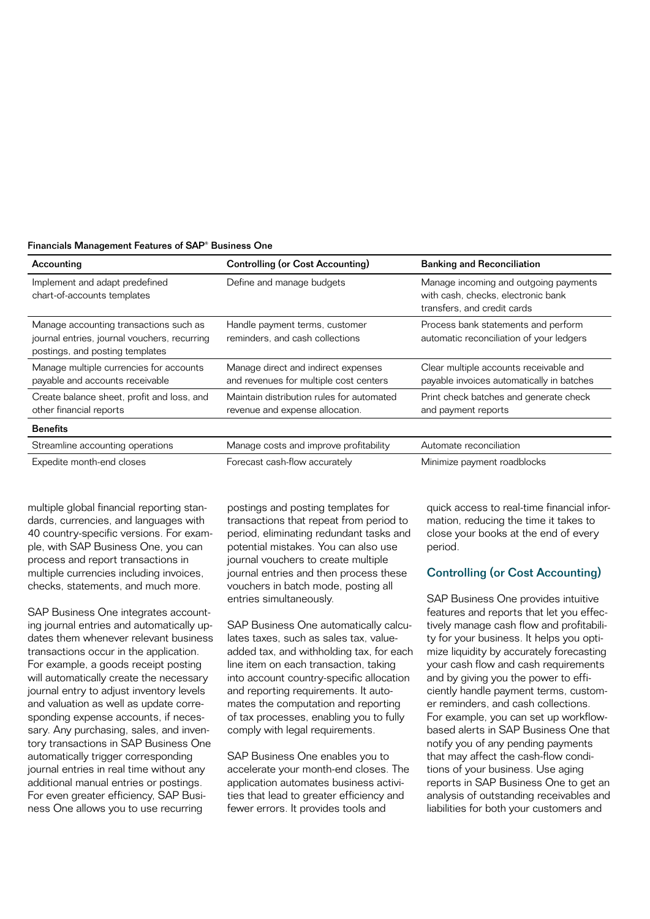**Financials Management Features of SAP® Business One**

| Accounting | Controlling (or Cost Accounting) | Banking and Reconciliation |
|---|---|---|
| Implement and adapt predefined chart-of-accounts templates | Define and manage budgets | Manage incoming and outgoing payments with cash, checks, electronic bank transfers, and credit cards |
| Manage accounting transactions such as journal entries, journal vouchers, recurring postings, and posting templates | Handle payment terms, customer reminders, and cash collections | Process bank statements and perform automatic reconciliation of your ledgers |
| Manage multiple currencies for accounts payable and accounts receivable | Manage direct and indirect expenses and revenues for multiple cost centers | Clear multiple accounts receivable and payable invoices automatically in batches |
| Create balance sheet, profit and loss, and other financial reports | Maintain distribution rules for automated revenue and expense allocation. | Print check batches and generate check and payment reports |
| **Benefits** | | |
| Streamline accounting operations | Manage costs and improve profitability | Automate reconciliation |
| Expedite month-end closes | Forecast cash-flow accurately | Minimize payment roadblocks |

multiple global financial reporting standards, currencies, and languages with 40 country-specific versions. For example, with SAP Business One, you can process and report transactions in multiple currencies including invoices, checks, statements, and much more.

SAP Business One integrates accounting journal entries and automatically updates them whenever relevant business transactions occur in the application. For example, a goods receipt posting will automatically create the necessary journal entry to adjust inventory levels and valuation as well as update corresponding expense accounts, if necessary. Any purchasing, sales, and inventory transactions in SAP Business One automatically trigger corresponding journal entries in real time without any additional manual entries or postings. For even greater efficiency, SAP Business One allows you to use recurring postings and posting templates for transactions that repeat from period to period, eliminating redundant tasks and potential mistakes. You can also use journal vouchers to create multiple journal entries and then process these vouchers in batch mode, posting all entries simultaneously.

SAP Business One automatically calculates taxes, such as sales tax, value-added tax, and withholding tax, for each line item on each transaction, taking into account country-specific allocation and reporting requirements. It automates the computation and reporting of tax processes, enabling you to fully comply with legal requirements.

SAP Business One enables you to accelerate your month-end closes. The application automates business activities that lead to greater efficiency and fewer errors. It provides tools and quick access to real-time financial information, reducing the time it takes to close your books at the end of every period.

## Controlling (or Cost Accounting)

SAP Business One provides intuitive features and reports that let you effectively manage cash flow and profitability for your business. It helps you optimize liquidity by accurately forecasting your cash flow and cash requirements and by giving you the power to efficiently handle payment terms, customer reminders, and cash collections. For example, you can set up workflow-based alerts in SAP Business One that notify you of any pending payments that may affect the cash-flow conditions of your business. Use aging reports in SAP Business One to get an analysis of outstanding receivables and liabilities for both your customers and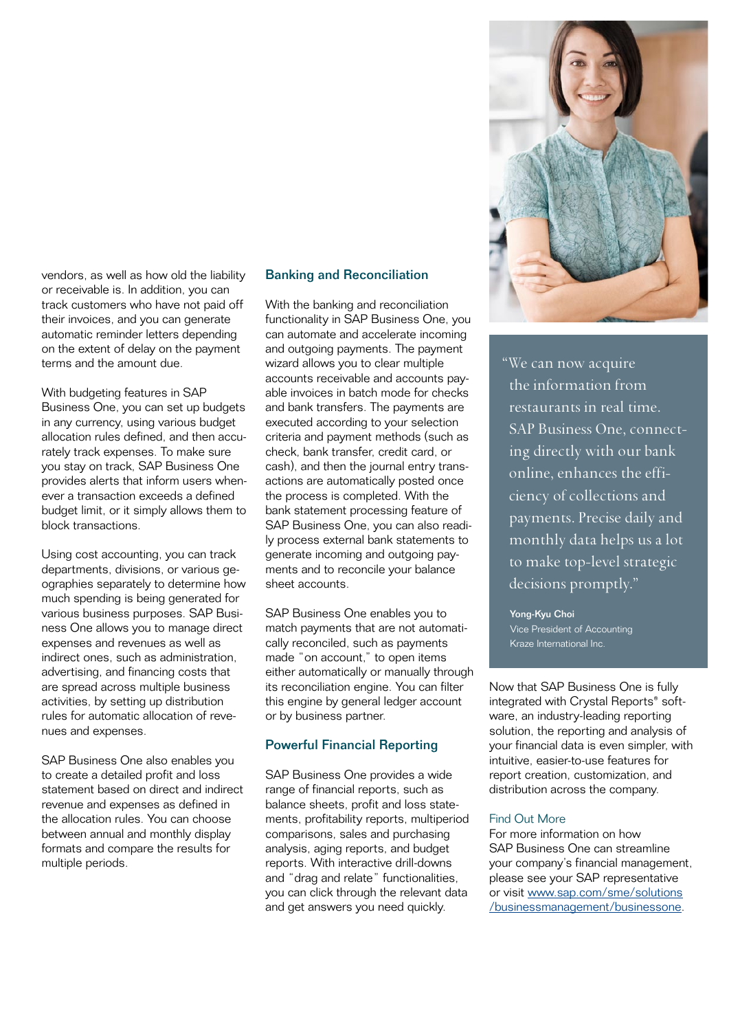vendors, as well as how old the liability or receivable is. In addition, you can track customers who have not paid off their invoices, and you can generate automatic reminder letters depending on the extent of delay on the payment terms and the amount due.

With budgeting features in SAP Business One, you can set up budgets in any currency, using various budget allocation rules defined, and then accurately track expenses. To make sure you stay on track, SAP Business One provides alerts that inform users whenever a transaction exceeds a defined budget limit, or it simply allows them to block transactions.

Using cost accounting, you can track departments, divisions, or various geographies separately to determine how much spending is being generated for various business purposes. SAP Business One allows you to manage direct expenses and revenues as well as indirect ones, such as administration, advertising, and financing costs that are spread across multiple business activities, by setting up distribution rules for automatic allocation of revenues and expenses.

SAP Business One also enables you to create a detailed profit and loss statement based on direct and indirect revenue and expenses as defined in the allocation rules. You can choose between annual and monthly display formats and compare the results for multiple periods.

## Banking and Reconciliation

With the banking and reconciliation functionality in SAP Business One, you can automate and accelerate incoming and outgoing payments. The payment wizard allows you to clear multiple accounts receivable and accounts payable invoices in batch mode for checks and bank transfers. The payments are executed according to your selection criteria and payment methods (such as check, bank transfer, credit card, or cash), and then the journal entry transactions are automatically posted once the process is completed. With the bank statement processing feature of SAP Business One, you can also readily process external bank statements to generate incoming and outgoing payments and to reconcile your balance sheet accounts.

SAP Business One enables you to match payments that are not automatically reconciled, such as payments made "on account," to open items either automatically or manually through its reconciliation engine. You can filter this engine by general ledger account or by business partner.

## Powerful Financial Reporting

SAP Business One provides a wide range of financial reports, such as balance sheets, profit and loss statements, profitability reports, multiperiod comparisons, sales and purchasing analysis, aging reports, and budget reports. With interactive drill-downs and "drag and relate" functionalities, you can click through the relevant data and get answers you need quickly.

> "We can now acquire the information from restaurants in real time. SAP Business One, connecting directly with our bank online, enhances the efficiency of collections and payments. Precise daily and monthly data helps us a lot to make top-level strategic decisions promptly."
>
> **Yong-Kyu Choi**
> Vice President of Accounting
> Kraze International Inc.

Now that SAP Business One is fully integrated with Crystal Reports® software, an industry-leading reporting solution, the reporting and analysis of your financial data is even simpler, with intuitive, easier-to-use features for report creation, customization, and distribution across the company.

### Find Out More

For more information on how SAP Business One can streamline your company's financial management, please see your SAP representative or visit www.sap.com/sme/solutions/businessmanagement/businessone.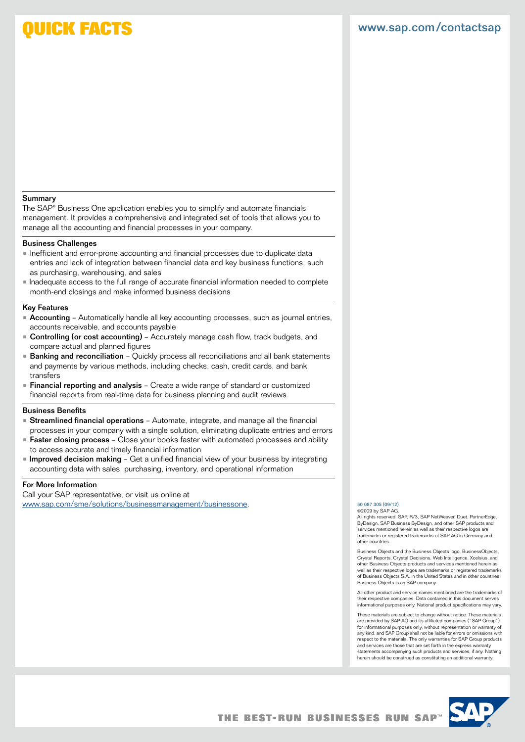# QUICK FACTS

www.sap.com/contactsap

### Summary

The SAP® Business One application enables you to simplify and automate financials management. It provides a comprehensive and integrated set of tools that allows you to manage all the accounting and financial processes in your company.

### Business Challenges

- Inefficient and error-prone accounting and financial processes due to duplicate data entries and lack of integration between financial data and key business functions, such as purchasing, warehousing, and sales
- Inadequate access to the full range of accurate financial information needed to complete month-end closings and make informed business decisions

### Key Features

- **Accounting** – Automatically handle all key accounting processes, such as journal entries, accounts receivable, and accounts payable
- **Controlling (or cost accounting)** – Accurately manage cash flow, track budgets, and compare actual and planned figures
- **Banking and reconciliation** – Quickly process all reconciliations and all bank statements and payments by various methods, including checks, cash, credit cards, and bank transfers
- **Financial reporting and analysis** – Create a wide range of standard or customized financial reports from real-time data for business planning and audit reviews

### Business Benefits

- **Streamlined financial operations** – Automate, integrate, and manage all the financial processes in your company with a single solution, eliminating duplicate entries and errors
- **Faster closing process** – Close your books faster with automated processes and ability to access accurate and timely financial information
- **Improved decision making** – Get a unified financial view of your business by integrating accounting data with sales, purchasing, inventory, and operational information

### For More Information

Call your SAP representative, or visit us online at www.sap.com/sme/solutions/businessmanagement/businessone.

50 087 305 (09/12)
©2009 by SAP AG.
All rights reserved. SAP, R/3, SAP NetWeaver, Duet, PartnerEdge, ByDesign, SAP Business ByDesign, and other SAP products and services mentioned herein as well as their respective logos are trademarks or registered trademarks of SAP AG in Germany and other countries.

Business Objects and the Business Objects logo, BusinessObjects, Crystal Reports, Crystal Decisions, Web Intelligence, Xcelsius, and other Business Objects products and services mentioned herein as well as their respective logos are trademarks or registered trademarks of Business Objects S.A. in the United States and in other countries. Business Objects is an SAP company.

All other product and service names mentioned are the trademarks of their respective companies. Data contained in this document serves informational purposes only. National product specifications may vary.

These materials are subject to change without notice. These materials are provided by SAP AG and its affiliated companies ("SAP Group") for informational purposes only, without representation or warranty of any kind, and SAP Group shall not be liable for errors or omissions with respect to the materials. The only warranties for SAP Group products and services are those that are set forth in the express warranty statements accompanying such products and services, if any. Nothing herein should be construed as constituting an additional warranty.

THE BEST-RUN BUSINESSES RUN SAP™